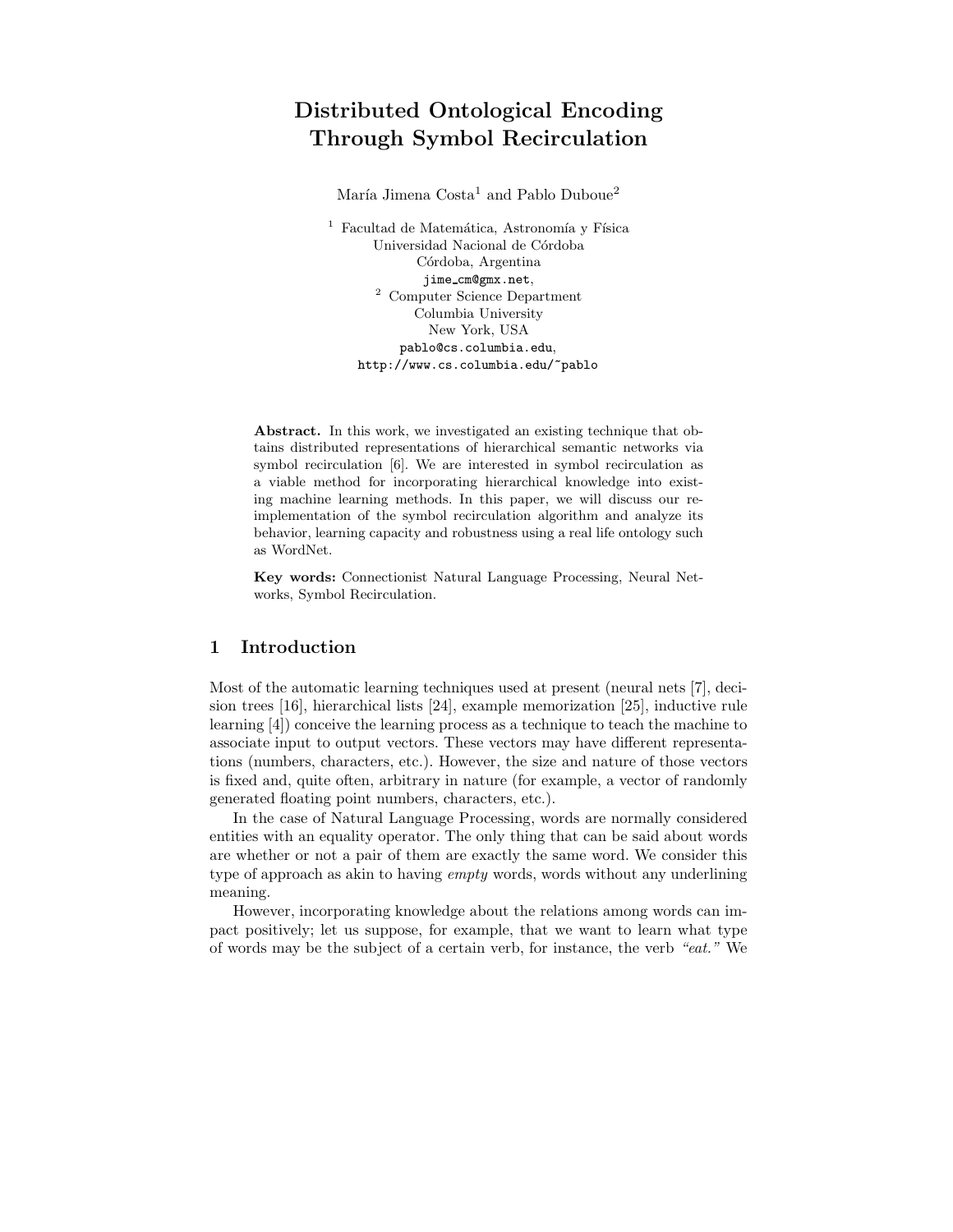# Distributed Ontological Encoding Through Symbol Recirculation

María Jimena Costa[1] and Pablo Duboue[2]

[1] Facultad de Matemática, Astronomía y Física
Universidad Nacional de Córdoba
Córdoba, Argentina
jime_cm@gmx.net,

[2] Computer Science Department
Columbia University
New York, USA
pablo@cs.columbia.edu,
http://www.cs.columbia.edu/~pablo

**Abstract.** In this work, we investigated an existing technique that obtains distributed representations of hierarchical semantic networks via symbol recirculation [6]. We are interested in symbol recirculation as a viable method for incorporating hierarchical knowledge into existing machine learning methods. In this paper, we will discuss our reimplementation of the symbol recirculation algorithm and analyze its behavior, learning capacity and robustness using a real life ontology such as WordNet.

**Key words:** Connectionist Natural Language Processing, Neural Networks, Symbol Recirculation.

## 1 Introduction

Most of the automatic learning techniques used at present (neural nets [7], decision trees [16], hierarchical lists [24], example memorization [25], inductive rule learning [4]) conceive the learning process as a technique to teach the machine to associate input to output vectors. These vectors may have different representations (numbers, characters, etc.). However, the size and nature of those vectors is fixed and, quite often, arbitrary in nature (for example, a vector of randomly generated floating point numbers, characters, etc.).

In the case of Natural Language Processing, words are normally considered entities with an equality operator. The only thing that can be said about words are whether or not a pair of them are exactly the same word. We consider this type of approach as akin to having *empty* words, words without any underlining meaning.

However, incorporating knowledge about the relations among words can impact positively; let us suppose, for example, that we want to learn what type of words may be the subject of a certain verb, for instance, the verb *"eat."* We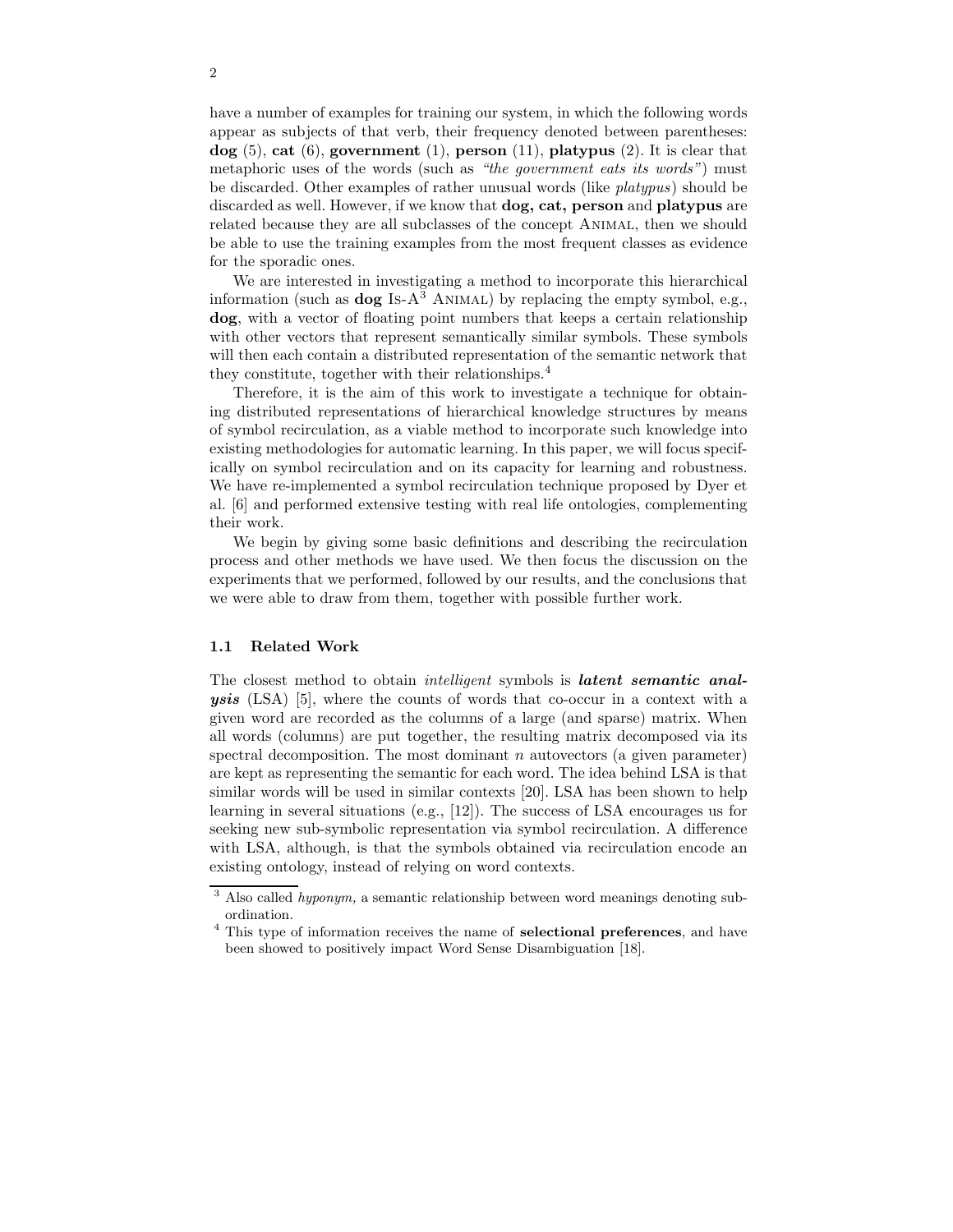have a number of examples for training our system, in which the following words appear as subjects of that verb, their frequency denoted between parentheses: **dog** (5), **cat** (6), **government** (1), **person** (11), **platypus** (2). It is clear that metaphoric uses of the words (such as *"the government eats its words"*) must be discarded. Other examples of rather unusual words (like *platypus*) should be discarded as well. However, if we know that **dog, cat, person** and **platypus** are related because they are all subclasses of the concept ANIMAL, then we should be able to use the training examples from the most frequent classes as evidence for the sporadic ones.

We are interested in investigating a method to incorporate this hierarchical information (such as **dog** IS-A[3] ANIMAL) by replacing the empty symbol, e.g., **dog**, with a vector of floating point numbers that keeps a certain relationship with other vectors that represent semantically similar symbols. These symbols will then each contain a distributed representation of the semantic network that they constitute, together with their relationships.[4]

Therefore, it is the aim of this work to investigate a technique for obtaining distributed representations of hierarchical knowledge structures by means of symbol recirculation, as a viable method to incorporate such knowledge into existing methodologies for automatic learning. In this paper, we will focus specifically on symbol recirculation and on its capacity for learning and robustness. We have re-implemented a symbol recirculation technique proposed by Dyer et al. [6] and performed extensive testing with real life ontologies, complementing their work.

We begin by giving some basic definitions and describing the recirculation process and other methods we have used. We then focus the discussion on the experiments that we performed, followed by our results, and the conclusions that we were able to draw from them, together with possible further work.

### 1.1 Related Work

The closest method to obtain *intelligent* symbols is ***latent semantic analysis*** (LSA) [5], where the counts of words that co-occur in a context with a given word are recorded as the columns of a large (and sparse) matrix. When all words (columns) are put together, the resulting matrix decomposed via its spectral decomposition. The most dominant $n$ autovectors (a given parameter) are kept as representing the semantic for each word. The idea behind LSA is that similar words will be used in similar contexts [20]. LSA has been shown to help learning in several situations (e.g., [12]). The success of LSA encourages us for seeking new sub-symbolic representation via symbol recirculation. A difference with LSA, although, is that the symbols obtained via recirculation encode an existing ontology, instead of relying on word contexts.

---

[3] Also called *hyponym,* a semantic relationship between word meanings denoting subordination.

[4] This type of information receives the name of **selectional preferences**, and have been showed to positively impact Word Sense Disambiguation [18].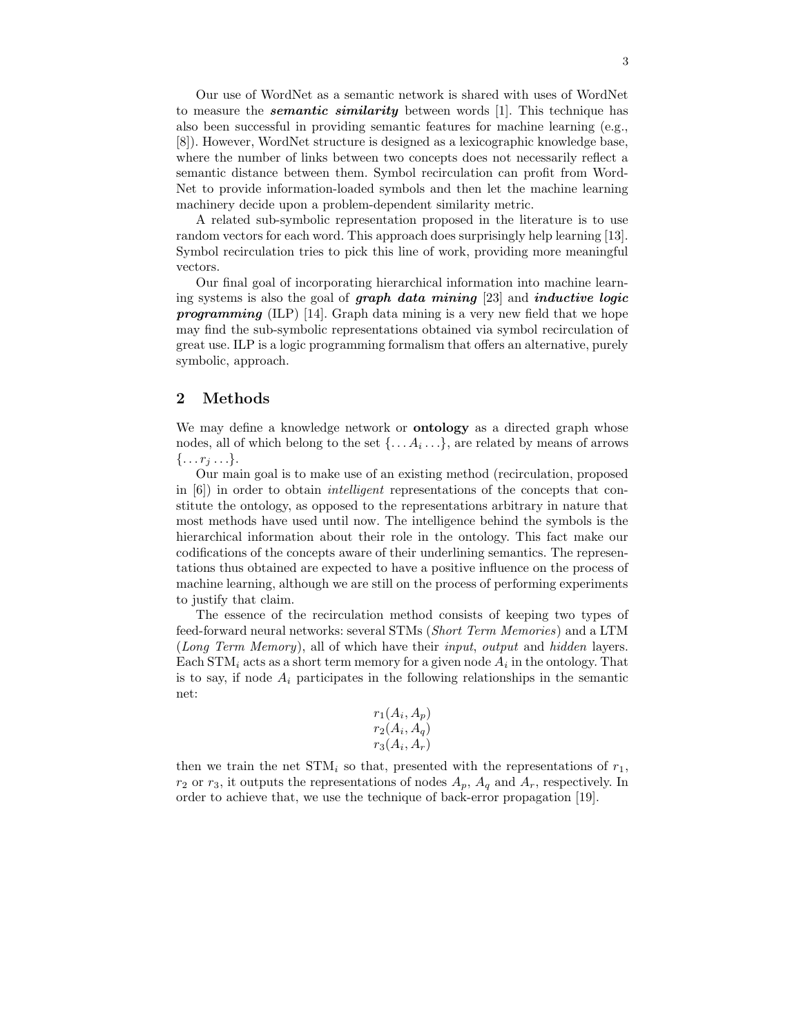Our use of WordNet as a semantic network is shared with uses of WordNet to measure the ***semantic similarity*** between words [1]. This technique has also been successful in providing semantic features for machine learning (e.g., [8]). However, WordNet structure is designed as a lexicographic knowledge base, where the number of links between two concepts does not necessarily reflect a semantic distance between them. Symbol recirculation can profit from WordNet to provide information-loaded symbols and then let the machine learning machinery decide upon a problem-dependent similarity metric.

A related sub-symbolic representation proposed in the literature is to use random vectors for each word. This approach does surprisingly help learning [13]. Symbol recirculation tries to pick this line of work, providing more meaningful vectors.

Our final goal of incorporating hierarchical information into machine learning systems is also the goal of ***graph data mining*** [23] and ***inductive logic programming*** (ILP) [14]. Graph data mining is a very new field that we hope may find the sub-symbolic representations obtained via symbol recirculation of great use. ILP is a logic programming formalism that offers an alternative, purely symbolic, approach.

## 2 Methods

We may define a knowledge network or **ontology** as a directed graph whose nodes, all of which belong to the set $\{\ldots A_i \ldots\}$, are related by means of arrows $\{\ldots r_j \ldots\}$.

Our main goal is to make use of an existing method (recirculation, proposed in [6]) in order to obtain *intelligent* representations of the concepts that constitute the ontology, as opposed to the representations arbitrary in nature that most methods have used until now. The intelligence behind the symbols is the hierarchical information about their role in the ontology. This fact make our codifications of the concepts aware of their underlining semantics. The representations thus obtained are expected to have a positive influence on the process of machine learning, although we are still on the process of performing experiments to justify that claim.

The essence of the recirculation method consists of keeping two types of feed-forward neural networks: several STMs (*Short Term Memories*) and a LTM (*Long Term Memory*), all of which have their *input*, *output* and *hidden* layers. Each $\text{STM}_i$ acts as a short term memory for a given node $A_i$ in the ontology. That is to say, if node $A_i$ participates in the following relationships in the semantic net:

$$
\begin{array}{c}
r_1(A_i, A_p) \\
r_2(A_i, A_q) \\
r_3(A_i, A_r)
\end{array}
$$

then we train the net $\text{STM}_i$ so that, presented with the representations of $r_1$, $r_2$ or $r_3$, it outputs the representations of nodes $A_p$, $A_q$ and $A_r$, respectively. In order to achieve that, we use the technique of back-error propagation [19].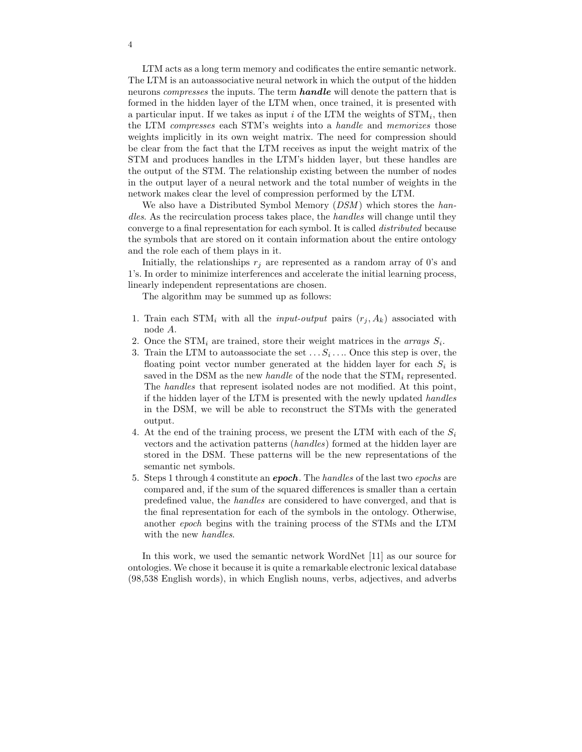LTM acts as a long term memory and codificates the entire semantic network. The LTM is an autoassociative neural network in which the output of the hidden neurons *compresses* the inputs. The term ***handle*** will denote the pattern that is formed in the hidden layer of the LTM when, once trained, it is presented with a particular input. If we takes as input $i$ of the LTM the weights of $\mathrm{STM}_i$, then the LTM *compresses* each STM's weights into a *handle* and *memorizes* those weights implicitly in its own weight matrix. The need for compression should be clear from the fact that the LTM receives as input the weight matrix of the STM and produces handles in the LTM's hidden layer, but these handles are the output of the STM. The relationship existing between the number of nodes in the output layer of a neural network and the total number of weights in the network makes clear the level of compression performed by the LTM.

We also have a Distributed Symbol Memory (*DSM*) which stores the *handles*. As the recirculation process takes place, the *handles* will change until they converge to a final representation for each symbol. It is called *distributed* because the symbols that are stored on it contain information about the entire ontology and the role each of them plays in it.

Initially, the relationships $r_j$ are represented as a random array of 0's and 1's. In order to minimize interferences and accelerate the initial learning process, linearly independent representations are chosen.

The algorithm may be summed up as follows:

1. Train each $\mathrm{STM}_i$ with all the *input-output* pairs $(r_j, A_k)$ associated with node $A$.
2. Once the $\mathrm{STM}_i$ are trained, store their weight matrices in the *arrays* $S_i$.
3. Train the LTM to autoassociate the set $\ldots S_i \ldots$. Once this step is over, the floating point vector number generated at the hidden layer for each $S_i$ is saved in the DSM as the new *handle* of the node that the $\mathrm{STM}_i$ represented. The *handles* that represent isolated nodes are not modified. At this point, if the hidden layer of the LTM is presented with the newly updated *handles* in the DSM, we will be able to reconstruct the STMs with the generated output.
4. At the end of the training process, we present the LTM with each of the $S_i$ vectors and the activation patterns (*handles*) formed at the hidden layer are stored in the DSM. These patterns will be the new representations of the semantic net symbols.
5. Steps 1 through 4 constitute an ***epoch***. The *handles* of the last two *epochs* are compared and, if the sum of the squared differences is smaller than a certain predefined value, the *handles* are considered to have converged, and that is the final representation for each of the symbols in the ontology. Otherwise, another *epoch* begins with the training process of the STMs and the LTM with the new *handles*.

In this work, we used the semantic network WordNet [11] as our source for ontologies. We chose it because it is quite a remarkable electronic lexical database (98,538 English words), in which English nouns, verbs, adjectives, and adverbs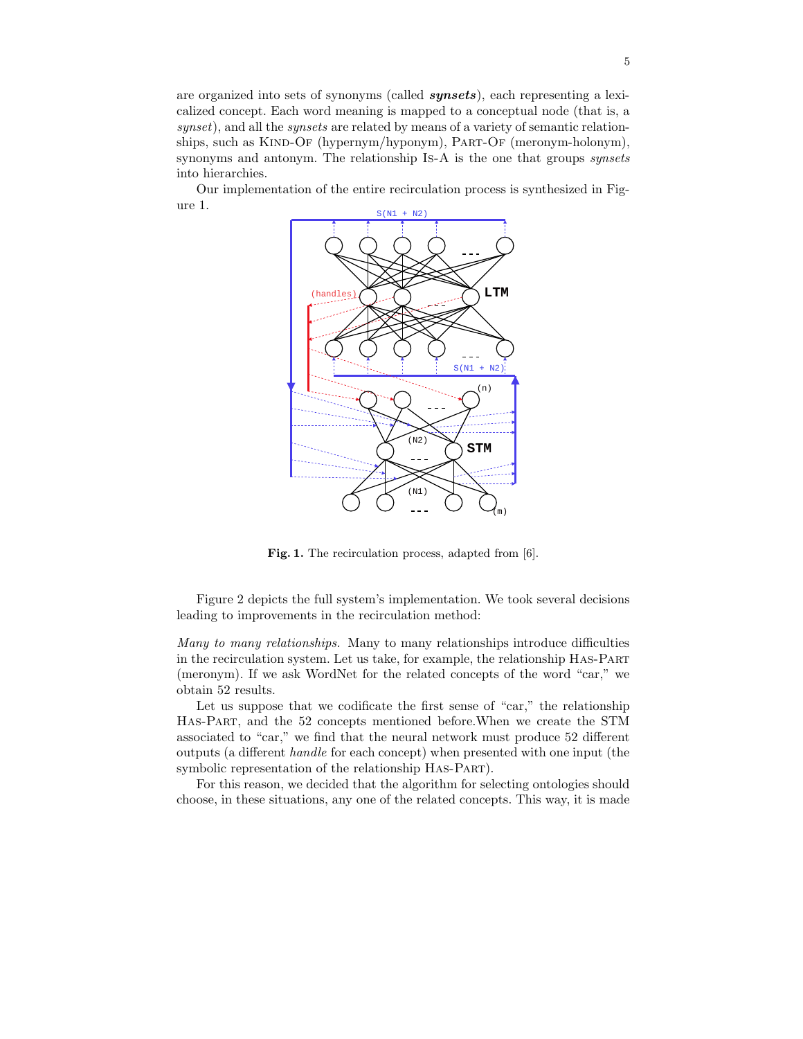are organized into sets of synonyms (called ***synsets***), each representing a lexicalized concept. Each word meaning is mapped to a conceptual node (that is, a *synset*), and all the *synsets* are related by means of a variety of semantic relationships, such as Kind-Of (hypernym/hyponym), Part-Of (meronym-holonym), synonyms and antonym. The relationship Is-A is the one that groups *synsets* into hierarchies.

Our implementation of the entire recirculation process is synthesized in Figure 1.

**Fig. 1.** The recirculation process, adapted from [6].

Figure 2 depicts the full system's implementation. We took several decisions leading to improvements in the recirculation method:

*Many to many relationships.* Many to many relationships introduce difficulties in the recirculation system. Let us take, for example, the relationship Has-Part (meronym). If we ask WordNet for the related concepts of the word "car," we obtain 52 results.

Let us suppose that we codificate the first sense of "car," the relationship Has-Part, and the 52 concepts mentioned before.When we create the STM associated to "car," we find that the neural network must produce 52 different outputs (a different *handle* for each concept) when presented with one input (the symbolic representation of the relationship Has-Part).

For this reason, we decided that the algorithm for selecting ontologies should choose, in these situations, any one of the related concepts. This way, it is made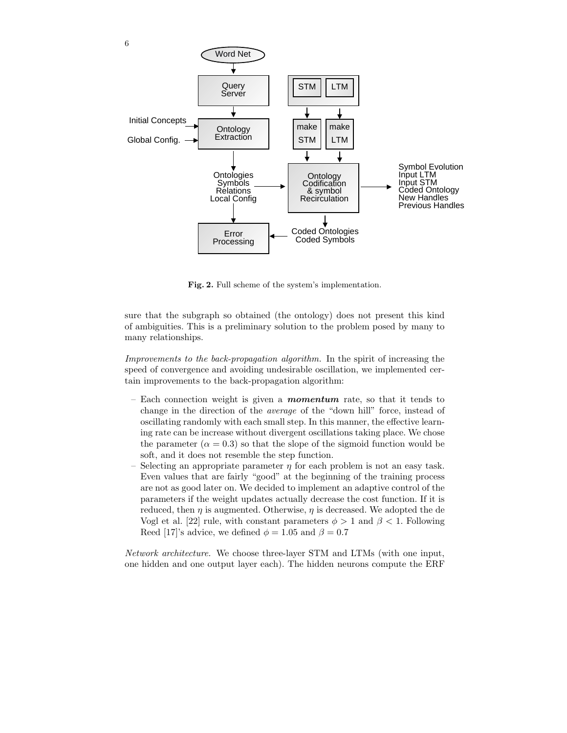Fig. 2. Full scheme of the system's implementation.

sure that the subgraph so obtained (the ontology) does not present this kind of ambiguities. This is a preliminary solution to the problem posed by many to many relationships.

*Improvements to the back-propagation algorithm.* In the spirit of increasing the speed of convergence and avoiding undesirable oscillation, we implemented certain improvements to the back-propagation algorithm:

- Each connection weight is given a ***momentum*** rate, so that it tends to change in the direction of the *average* of the "down hill" force, instead of oscillating randomly with each small step. In this manner, the effective learning rate can be increase without divergent oscillations taking place. We chose the parameter ($\alpha = 0.3$) so that the slope of the sigmoid function would be soft, and it does not resemble the step function.
- Selecting an appropriate parameter $\eta$ for each problem is not an easy task. Even values that are fairly "good" at the beginning of the training process are not as good later on. We decided to implement an adaptive control of the parameters if the weight updates actually decrease the cost function. If it is reduced, then $\eta$ is augmented. Otherwise, $\eta$ is decreased. We adopted the de Vogl et al. [22] rule, with constant parameters $\phi > 1$ and $\beta < 1$. Following Reed [17]'s advice, we defined $\phi = 1.05$ and $\beta = 0.7$

*Network architecture.* We choose three-layer STM and LTMs (with one input, one hidden and one output layer each). The hidden neurons compute the ERF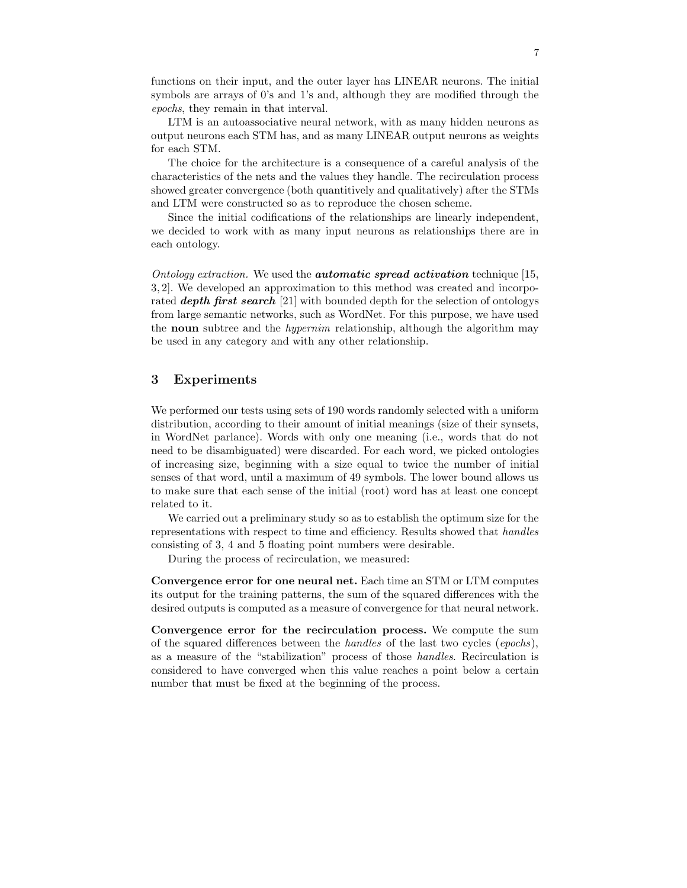functions on their input, and the outer layer has LINEAR neurons. The initial symbols are arrays of 0's and 1's and, although they are modified through the *epochs*, they remain in that interval.

LTM is an autoassociative neural network, with as many hidden neurons as output neurons each STM has, and as many LINEAR output neurons as weights for each STM.

The choice for the architecture is a consequence of a careful analysis of the characteristics of the nets and the values they handle. The recirculation process showed greater convergence (both quantitively and qualitatively) after the STMs and LTM were constructed so as to reproduce the chosen scheme.

Since the initial codifications of the relationships are linearly independent, we decided to work with as many input neurons as relationships there are in each ontology.

*Ontology extraction.* We used the ***automatic spread activation*** technique [15, 3, 2]. We developed an approximation to this method was created and incorporated ***depth first search*** [21] with bounded depth for the selection of ontologys from large semantic networks, such as WordNet. For this purpose, we have used the **noun** subtree and the *hypernim* relationship, although the algorithm may be used in any category and with any other relationship.

## 3 Experiments

We performed our tests using sets of 190 words randomly selected with a uniform distribution, according to their amount of initial meanings (size of their synsets, in WordNet parlance). Words with only one meaning (i.e., words that do not need to be disambiguated) were discarded. For each word, we picked ontologies of increasing size, beginning with a size equal to twice the number of initial senses of that word, until a maximum of 49 symbols. The lower bound allows us to make sure that each sense of the initial (root) word has at least one concept related to it.

We carried out a preliminary study so as to establish the optimum size for the representations with respect to time and efficiency. Results showed that *handles* consisting of 3, 4 and 5 floating point numbers were desirable.

During the process of recirculation, we measured:

**Convergence error for one neural net.** Each time an STM or LTM computes its output for the training patterns, the sum of the squared differences with the desired outputs is computed as a measure of convergence for that neural network.

**Convergence error for the recirculation process.** We compute the sum of the squared differences between the *handles* of the last two cycles (*epochs*), as a measure of the "stabilization" process of those *handles*. Recirculation is considered to have converged when this value reaches a point below a certain number that must be fixed at the beginning of the process.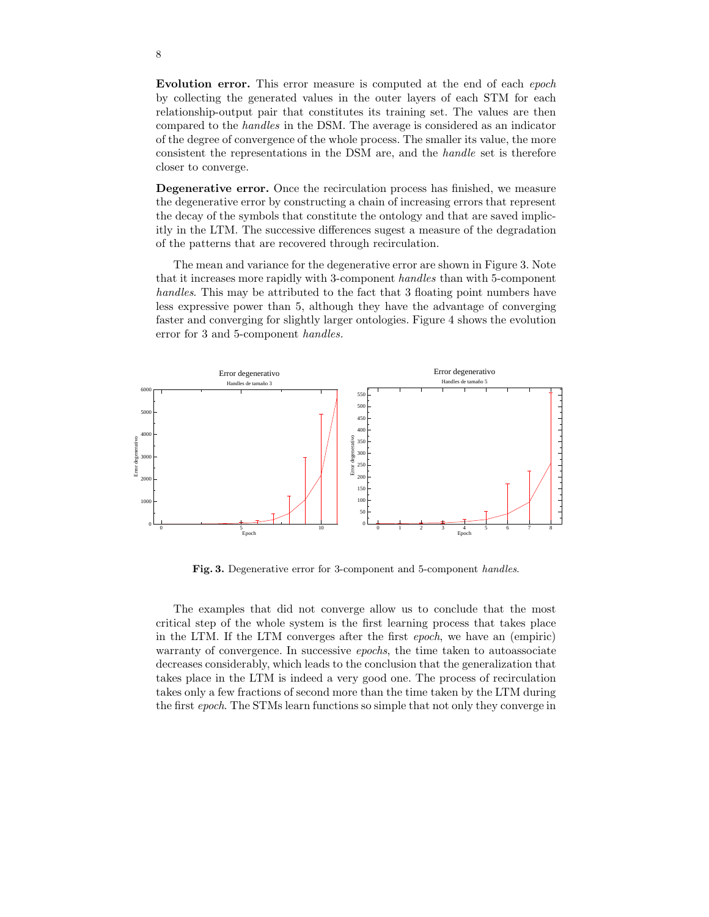**Evolution error.** This error measure is computed at the end of each *epoch* by collecting the generated values in the outer layers of each STM for each relationship-output pair that constitutes its training set. The values are then compared to the *handles* in the DSM. The average is considered as an indicator of the degree of convergence of the whole process. The smaller its value, the more consistent the representations in the DSM are, and the *handle* set is therefore closer to converge.

**Degenerative error.** Once the recirculation process has finished, we measure the degenerative error by constructing a chain of increasing errors that represent the decay of the symbols that constitute the ontology and that are saved implicitly in the LTM. The successive differences sugest a measure of the degradation of the patterns that are recovered through recirculation.

The mean and variance for the degenerative error are shown in Figure 3. Note that it increases more rapidly with 3-component *handles* than with 5-component *handles*. This may be attributed to the fact that 3 floating point numbers have less expressive power than 5, although they have the advantage of converging faster and converging for slightly larger ontologies. Figure 4 shows the evolution error for 3 and 5-component *handles*.

**Fig. 3.** Degenerative error for 3-component and 5-component *handles*.

The examples that did not converge allow us to conclude that the most critical step of the whole system is the first learning process that takes place in the LTM. If the LTM converges after the first *epoch*, we have an (empiric) warranty of convergence. In successive *epochs*, the time taken to autoassociate decreases considerably, which leads to the conclusion that the generalization that takes place in the LTM is indeed a very good one. The process of recirculation takes only a few fractions of second more than the time taken by the LTM during the first *epoch*. The STMs learn functions so simple that not only they converge in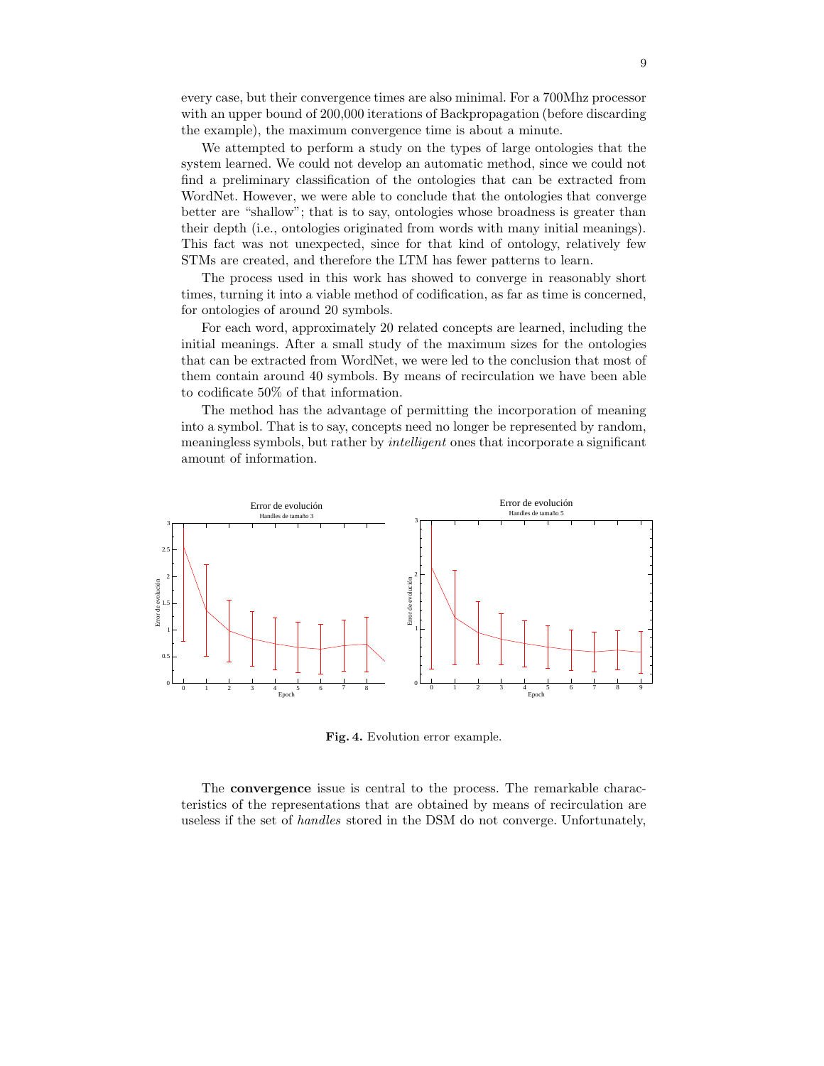every case, but their convergence times are also minimal. For a 700Mhz processor with an upper bound of 200,000 iterations of Backpropagation (before discarding the example), the maximum convergence time is about a minute.

We attempted to perform a study on the types of large ontologies that the system learned. We could not develop an automatic method, since we could not find a preliminary classification of the ontologies that can be extracted from WordNet. However, we were able to conclude that the ontologies that converge better are "shallow"; that is to say, ontologies whose broadness is greater than their depth (i.e., ontologies originated from words with many initial meanings). This fact was not unexpected, since for that kind of ontology, relatively few STMs are created, and therefore the LTM has fewer patterns to learn.

The process used in this work has showed to converge in reasonably short times, turning it into a viable method of codification, as far as time is concerned, for ontologies of around 20 symbols.

For each word, approximately 20 related concepts are learned, including the initial meanings. After a small study of the maximum sizes for the ontologies that can be extracted from WordNet, we were led to the conclusion that most of them contain around 40 symbols. By means of recirculation we have been able to codificate 50% of that information.

The method has the advantage of permitting the incorporation of meaning into a symbol. That is to say, concepts need no longer be represented by random, meaningless symbols, but rather by *intelligent* ones that incorporate a significant amount of information.

**Fig. 4.** Evolution error example.

The **convergence** issue is central to the process. The remarkable characteristics of the representations that are obtained by means of recirculation are useless if the set of *handles* stored in the DSM do not converge. Unfortunately,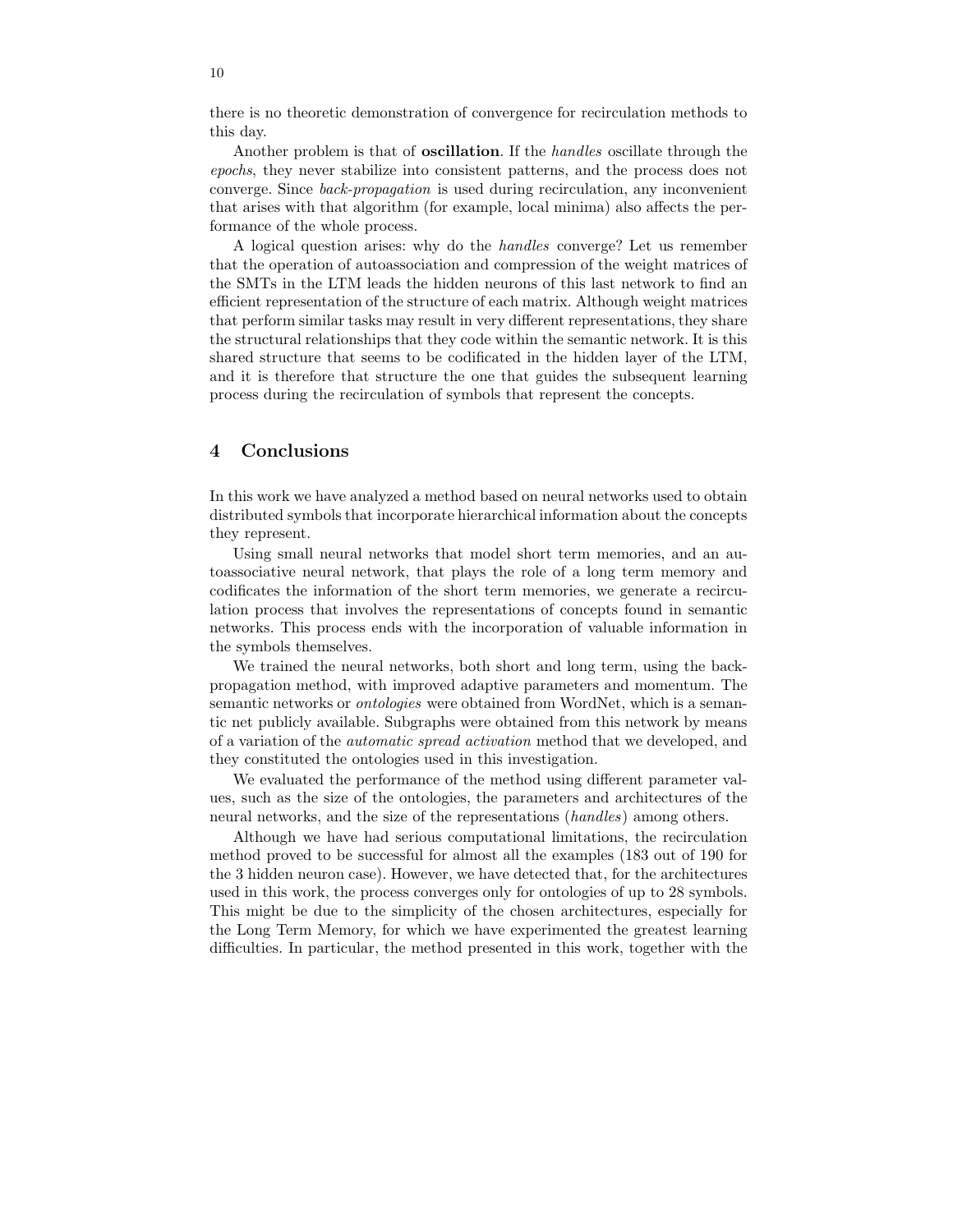there is no theoretic demonstration of convergence for recirculation methods to this day.

Another problem is that of **oscillation**. If the *handles* oscillate through the *epochs*, they never stabilize into consistent patterns, and the process does not converge. Since *back-propagation* is used during recirculation, any inconvenient that arises with that algorithm (for example, local minima) also affects the performance of the whole process.

A logical question arises: why do the *handles* converge? Let us remember that the operation of autoassociation and compression of the weight matrices of the SMTs in the LTM leads the hidden neurons of this last network to find an efficient representation of the structure of each matrix. Although weight matrices that perform similar tasks may result in very different representations, they share the structural relationships that they code within the semantic network. It is this shared structure that seems to be codificated in the hidden layer of the LTM, and it is therefore that structure the one that guides the subsequent learning process during the recirculation of symbols that represent the concepts.

## 4 Conclusions

In this work we have analyzed a method based on neural networks used to obtain distributed symbols that incorporate hierarchical information about the concepts they represent.

Using small neural networks that model short term memories, and an autoassociative neural network, that plays the role of a long term memory and codificates the information of the short term memories, we generate a recirculation process that involves the representations of concepts found in semantic networks. This process ends with the incorporation of valuable information in the symbols themselves.

We trained the neural networks, both short and long term, using the backpropagation method, with improved adaptive parameters and momentum. The semantic networks or *ontologies* were obtained from WordNet, which is a semantic net publicly available. Subgraphs were obtained from this network by means of a variation of the *automatic spread activation* method that we developed, and they constituted the ontologies used in this investigation.

We evaluated the performance of the method using different parameter values, such as the size of the ontologies, the parameters and architectures of the neural networks, and the size of the representations (*handles*) among others.

Although we have had serious computational limitations, the recirculation method proved to be successful for almost all the examples (183 out of 190 for the 3 hidden neuron case). However, we have detected that, for the architectures used in this work, the process converges only for ontologies of up to 28 symbols. This might be due to the simplicity of the chosen architectures, especially for the Long Term Memory, for which we have experimented the greatest learning difficulties. In particular, the method presented in this work, together with the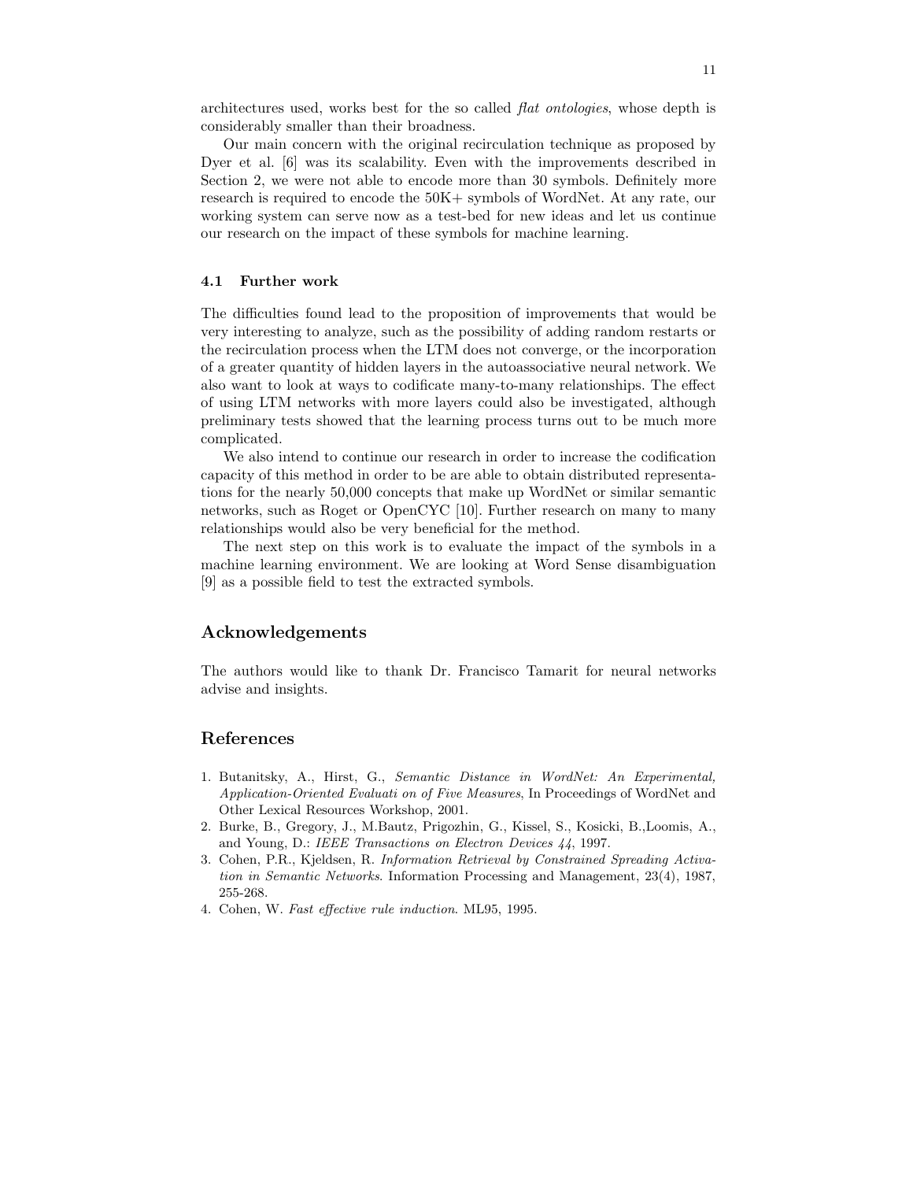architectures used, works best for the so called *flat ontologies*, whose depth is considerably smaller than their broadness.

Our main concern with the original recirculation technique as proposed by Dyer et al. [6] was its scalability. Even with the improvements described in Section 2, we were not able to encode more than 30 symbols. Definitely more research is required to encode the 50K+ symbols of WordNet. At any rate, our working system can serve now as a test-bed for new ideas and let us continue our research on the impact of these symbols for machine learning.

### 4.1 Further work

The difficulties found lead to the proposition of improvements that would be very interesting to analyze, such as the possibility of adding random restarts or the recirculation process when the LTM does not converge, or the incorporation of a greater quantity of hidden layers in the autoassociative neural network. We also want to look at ways to codificate many-to-many relationships. The effect of using LTM networks with more layers could also be investigated, although preliminary tests showed that the learning process turns out to be much more complicated.

We also intend to continue our research in order to increase the codification capacity of this method in order to be are able to obtain distributed representations for the nearly 50,000 concepts that make up WordNet or similar semantic networks, such as Roget or OpenCYC [10]. Further research on many to many relationships would also be very beneficial for the method.

The next step on this work is to evaluate the impact of the symbols in a machine learning environment. We are looking at Word Sense disambiguation [9] as a possible field to test the extracted symbols.

## Acknowledgements

The authors would like to thank Dr. Francisco Tamarit for neural networks advise and insights.

## References

1. Butanitsky, A., Hirst, G., *Semantic Distance in WordNet: An Experimental, Application-Oriented Evaluati on of Five Measures*, In Proceedings of WordNet and Other Lexical Resources Workshop, 2001.
2. Burke, B., Gregory, J., M.Bautz, Prigozhin, G., Kissel, S., Kosicki, B.,Loomis, A., and Young, D.: *IEEE Transactions on Electron Devices 44*, 1997.
3. Cohen, P.R., Kjeldsen, R. *Information Retrieval by Constrained Spreading Activation in Semantic Networks*. Information Processing and Management, 23(4), 1987, 255-268.
4. Cohen, W. *Fast effective rule induction*. ML95, 1995.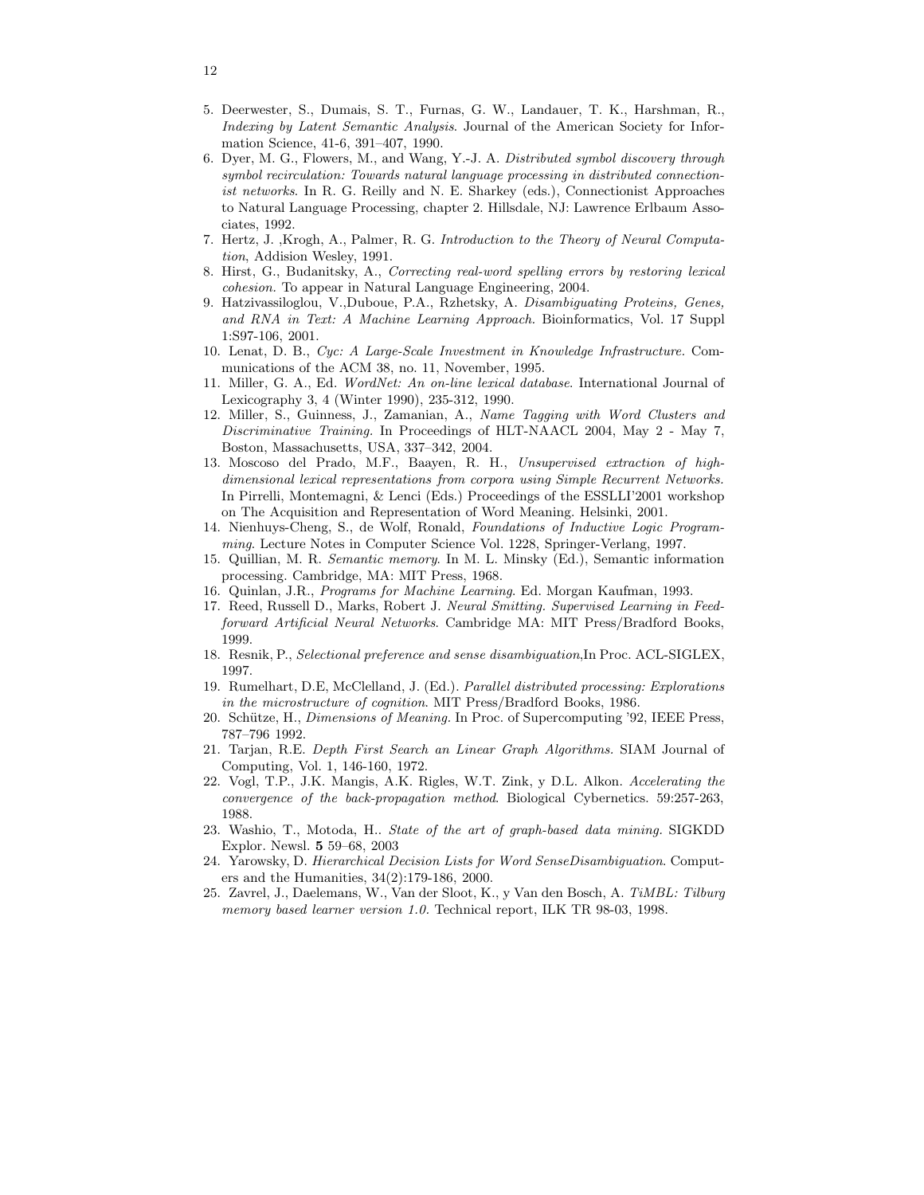5. Deerwester, S., Dumais, S. T., Furnas, G. W., Landauer, T. K., Harshman, R., *Indexing by Latent Semantic Analysis*. Journal of the American Society for Information Science, 41-6, 391–407, 1990.
6. Dyer, M. G., Flowers, M., and Wang, Y.-J. A. *Distributed symbol discovery through symbol recirculation: Towards natural language processing in distributed connectionist networks*. In R. G. Reilly and N. E. Sharkey (eds.), Connectionist Approaches to Natural Language Processing, chapter 2. Hillsdale, NJ: Lawrence Erlbaum Associates, 1992.
7. Hertz, J. ,Krogh, A., Palmer, R. G. *Introduction to the Theory of Neural Computation*, Addision Wesley, 1991.
8. Hirst, G., Budanitsky, A., *Correcting real-word spelling errors by restoring lexical cohesion.* To appear in Natural Language Engineering, 2004.
9. Hatzivassiloglou, V.,Duboue, P.A., Rzhetsky, A. *Disambiguating Proteins, Genes, and RNA in Text: A Machine Learning Approach.* Bioinformatics, Vol. 17 Suppl 1:S97-106, 2001.
10. Lenat, D. B., *Cyc: A Large-Scale Investment in Knowledge Infrastructure*. Communications of the ACM 38, no. 11, November, 1995.
11. Miller, G. A., Ed. *WordNet: An on-line lexical database*. International Journal of Lexicography 3, 4 (Winter 1990), 235-312, 1990.
12. Miller, S., Guinness, J., Zamanian, A., *Name Tagging with Word Clusters and Discriminative Training*. In Proceedings of HLT-NAACL 2004, May 2 - May 7, Boston, Massachusetts, USA, 337–342, 2004.
13. Moscoso del Prado, M.F., Baayen, R. H., *Unsupervised extraction of high-dimensional lexical representations from corpora using Simple Recurrent Networks.* In Pirrelli, Montemagni, & Lenci (Eds.) Proceedings of the ESSLLI'2001 workshop on The Acquisition and Representation of Word Meaning. Helsinki, 2001.
14. Nienhuys-Cheng, S., de Wolf, Ronald, *Foundations of Inductive Logic Programming*. Lecture Notes in Computer Science Vol. 1228, Springer-Verlang, 1997.
15. Quillian, M. R. *Semantic memory*. In M. L. Minsky (Ed.), Semantic information processing. Cambridge, MA: MIT Press, 1968.
16. Quinlan, J.R., *Programs for Machine Learning*. Ed. Morgan Kaufman, 1993.
17. Reed, Russell D., Marks, Robert J. *Neural Smitting. Supervised Learning in Feedforward Artificial Neural Networks*. Cambridge MA: MIT Press/Bradford Books, 1999.
18. Resnik, P., *Selectional preference and sense disambiguation*,In Proc. ACL-SIGLEX, 1997.
19. Rumelhart, D.E, McClelland, J. (Ed.). *Parallel distributed processing: Explorations in the microstructure of cognition*. MIT Press/Bradford Books, 1986.
20. Schütze, H., *Dimensions of Meaning.* In Proc. of Supercomputing '92, IEEE Press, 787–796 1992.
21. Tarjan, R.E. *Depth First Search an Linear Graph Algorithms*. SIAM Journal of Computing, Vol. 1, 146-160, 1972.
22. Vogl, T.P., J.K. Mangis, A.K. Rigles, W.T. Zink, y D.L. Alkon. *Accelerating the convergence of the back-propagation method*. Biological Cybernetics. 59:257-263, 1988.
23. Washio, T., Motoda, H.. *State of the art of graph-based data mining.* SIGKDD Explor. Newsl. **5** 59–68, 2003
24. Yarowsky, D. *Hierarchical Decision Lists for Word SenseDisambiguation*. Computers and the Humanities, 34(2):179-186, 2000.
25. Zavrel, J., Daelemans, W., Van der Sloot, K., y Van den Bosch, A. *TiMBL: Tilburg memory based learner version 1.0.* Technical report, ILK TR 98-03, 1998.